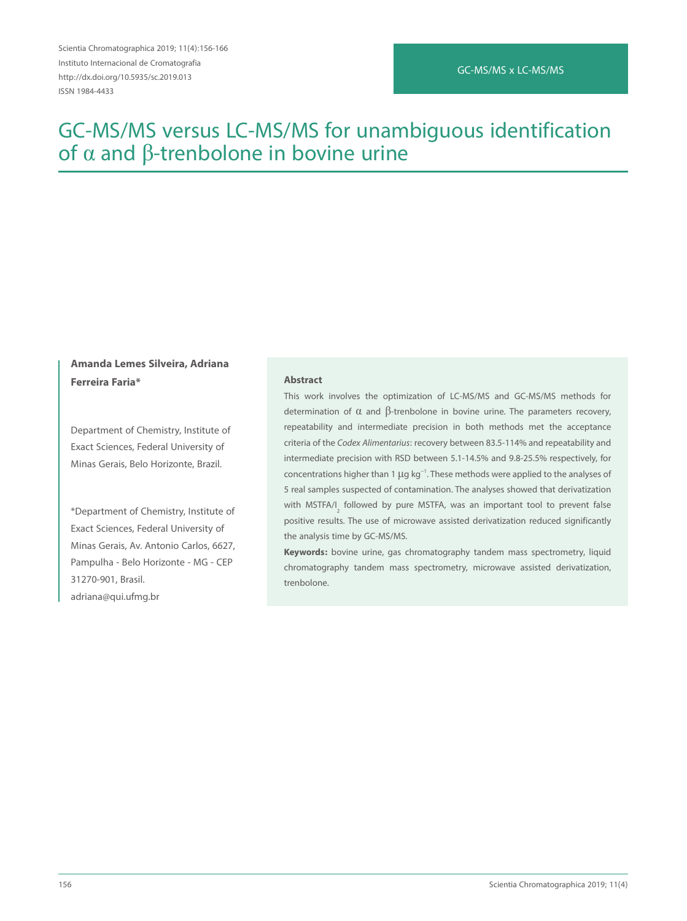# GC-MS/MS versus LC-MS/MS for unambiguous identification of α and β-trenbolone in bovine urine

**Amanda Lemes Silveira, Adriana Ferreira Faria***

Department of Chemistry, Institute of Exact Sciences, Federal University of Minas Gerais, Belo Horizonte, Brazil.

*Department of Chemistry, Institute of Exact Sciences, Federal University of Minas Gerais, Av. Antonio Carlos, 6627, Pampulha - Belo Horizonte - MG - CEP 31270-901, Brasil.
adriana@qui.ufmg.br

### Abstract

This work involves the optimization of LC-MS/MS and GC-MS/MS methods for determination of α and β-trenbolone in bovine urine. The parameters recovery, repeatability and intermediate precision in both methods met the acceptance criteria of the *Codex Alimentarius*: recovery between 83.5-114% and repeatability and intermediate precision with RSD between 5.1-14.5% and 9.8-25.5% respectively, for concentrations higher than 1 μg kg$^{-1}$. These methods were applied to the analyses of 5 real samples suspected of contamination. The analyses showed that derivatization with MSTFA/$I_2$ followed by pure MSTFA, was an important tool to prevent false positive results. The use of microwave assisted derivatization reduced significantly the analysis time by GC-MS/MS.

**Keywords:** bovine urine, gas chromatography tandem mass spectrometry, liquid chromatography tandem mass spectrometry, microwave assisted derivatization, trenbolone.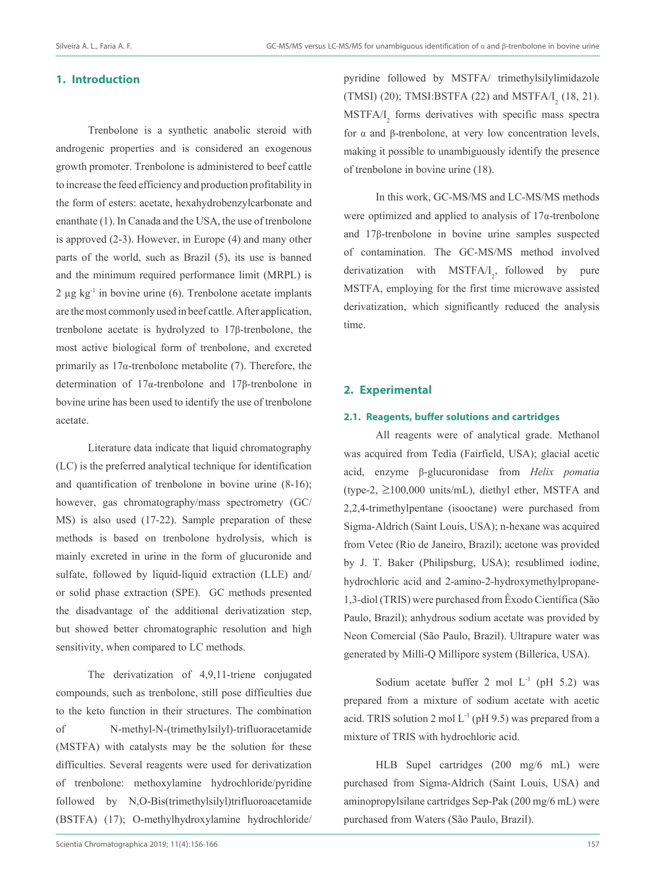## 1. Introduction

Trenbolone is a synthetic anabolic steroid with androgenic properties and is considered an exogenous growth promoter. Trenbolone is administered to beef cattle to increase the feed efficiency and production profitability in the form of esters: acetate, hexahydrobenzylcarbonate and enanthate (1). In Canada and the USA, the use of trenbolone is approved (2-3). However, in Europe (4) and many other parts of the world, such as Brazil (5), its use is banned and the minimum required performance limit (MRPL) is 2 µg kg$^{-1}$ in bovine urine (6). Trenbolone acetate implants are the most commonly used in beef cattle. After application, trenbolone acetate is hydrolyzed to 17β-trenbolone, the most active biological form of trenbolone, and excreted primarily as 17α-trenbolone metabolite (7). Therefore, the determination of 17α-trenbolone and 17β-trenbolone in bovine urine has been used to identify the use of trenbolone acetate.

Literature data indicate that liquid chromatography (LC) is the preferred analytical technique for identification and quantification of trenbolone in bovine urine (8-16); however, gas chromatography/mass spectrometry (GC/MS) is also used (17-22). Sample preparation of these methods is based on trenbolone hydrolysis, which is mainly excreted in urine in the form of glucuronide and sulfate, followed by liquid-liquid extraction (LLE) and/or solid phase extraction (SPE). GC methods presented the disadvantage of the additional derivatization step, but showed better chromatographic resolution and high sensitivity, when compared to LC methods.

The derivatization of 4,9,11-triene conjugated compounds, such as trenbolone, still pose difficulties due to the keto function in their structures. The combination of N-methyl-N-(trimethylsilyl)-trifluoracetamide (MSTFA) with catalysts may be the solution for these difficulties. Several reagents were used for derivatization of trenbolone: methoxylamine hydrochloride/pyridine followed by N,O-Bis(trimethylsilyl)trifluoroacetamide (BSTFA) (17); O-methylhydroxylamine hydrochloride/pyridine followed by MSTFA/ trimethylsilylimidazole (TMSI) (20); TMSI:BSTFA (22) and MSTFA/$I_2$ (18, 21). MSTFA/$I_2$ forms derivatives with specific mass spectra for α and β-trenbolone, at very low concentration levels, making it possible to unambiguously identify the presence of trenbolone in bovine urine (18).

In this work, GC-MS/MS and LC-MS/MS methods were optimized and applied to analysis of 17α-trenbolone and 17β-trenbolone in bovine urine samples suspected of contamination. The GC-MS/MS method involved derivatization with MSTFA/$I_2$, followed by pure MSTFA, employing for the first time microwave assisted derivatization, which significantly reduced the analysis time.

## 2. Experimental

### 2.1. Reagents, buffer solutions and cartridges

All reagents were of analytical grade. Methanol was acquired from Tedia (Fairfield, USA); glacial acetic acid, enzyme β-glucuronidase from *Helix pomatia* (type-2, ≥100,000 units/mL), diethyl ether, MSTFA and 2,2,4-trimethylpentane (isooctane) were purchased from Sigma-Aldrich (Saint Louis, USA); n-hexane was acquired from Vetec (Rio de Janeiro, Brazil); acetone was provided by J. T. Baker (Philipsburg, USA); resublimed iodine, hydrochloric acid and 2-amino-2-hydroxymethylpropane-1,3-diol (TRIS) were purchased from Êxodo Científica (São Paulo, Brazil); anhydrous sodium acetate was provided by Neon Comercial (São Paulo, Brazil). Ultrapure water was generated by Milli-Q Millipore system (Billerica, USA).

Sodium acetate buffer 2 mol L$^{-1}$ (pH 5.2) was prepared from a mixture of sodium acetate with acetic acid. TRIS solution 2 mol L$^{-1}$ (pH 9.5) was prepared from a mixture of TRIS with hydrochloric acid.

HLB Supel cartridges (200 mg/6 mL) were purchased from Sigma-Aldrich (Saint Louis, USA) and aminopropylsilane cartridges Sep-Pak (200 mg/6 mL) were purchased from Waters (São Paulo, Brazil).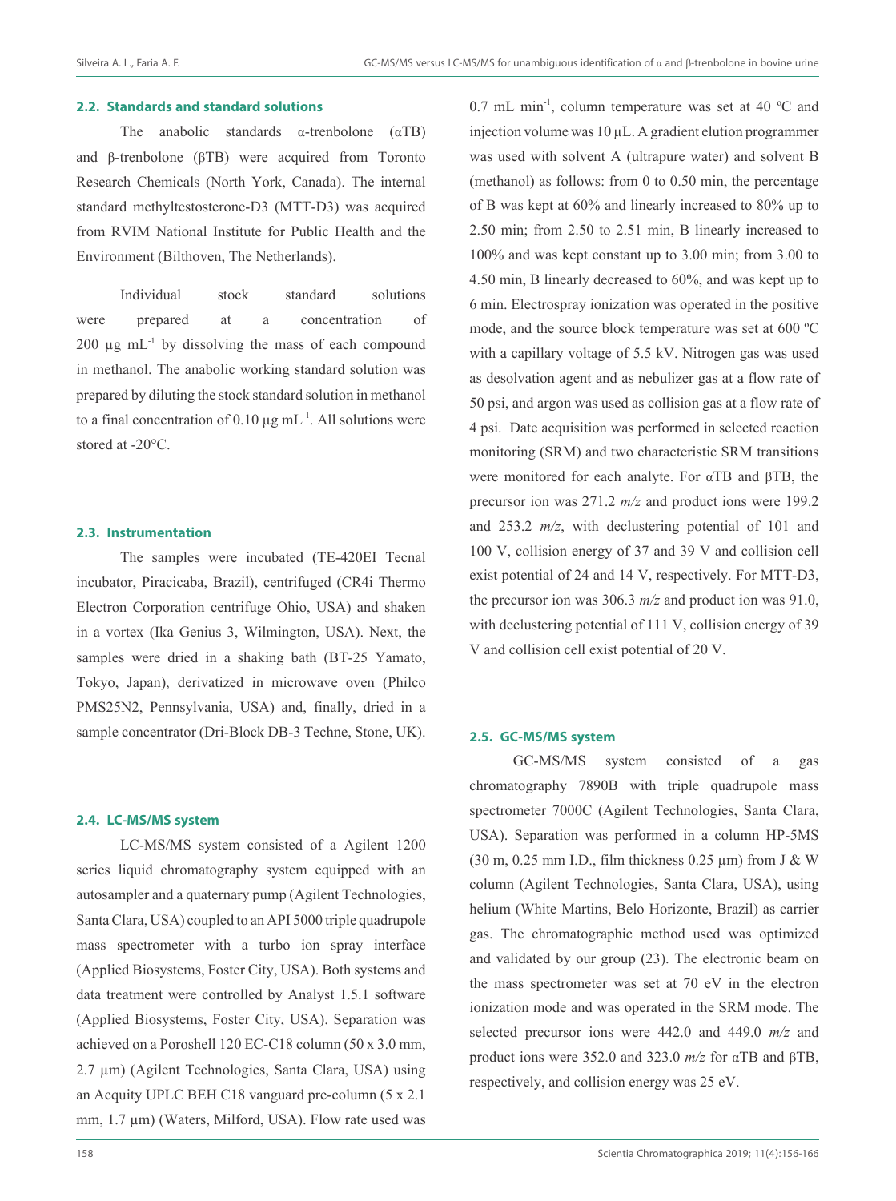### 2.2. Standards and standard solutions

The anabolic standards α-trenbolone (αTB) and β-trenbolone (βTB) were acquired from Toronto Research Chemicals (North York, Canada). The internal standard methyltestosterone-D3 (MTT-D3) was acquired from RVIM National Institute for Public Health and the Environment (Bilthoven, The Netherlands).

Individual stock standard solutions were prepared at a concentration of 200 µg $mL^{-1}$ by dissolving the mass of each compound in methanol. The anabolic working standard solution was prepared by diluting the stock standard solution in methanol to a final concentration of 0.10 µg $mL^{-1}$. All solutions were stored at -20°C.

### 2.3. Instrumentation

The samples were incubated (TE-420EI Tecnal incubator, Piracicaba, Brazil), centrifuged (CR4i Thermo Electron Corporation centrifuge Ohio, USA) and shaken in a vortex (Ika Genius 3, Wilmington, USA). Next, the samples were dried in a shaking bath (BT-25 Yamato, Tokyo, Japan), derivatized in microwave oven (Philco PMS25N2, Pennsylvania, USA) and, finally, dried in a sample concentrator (Dri-Block DB-3 Techne, Stone, UK).

### 2.4. LC-MS/MS system

LC-MS/MS system consisted of a Agilent 1200 series liquid chromatography system equipped with an autosampler and a quaternary pump (Agilent Technologies, Santa Clara, USA) coupled to an API 5000 triple quadrupole mass spectrometer with a turbo ion spray interface (Applied Biosystems, Foster City, USA). Both systems and data treatment were controlled by Analyst 1.5.1 software (Applied Biosystems, Foster City, USA). Separation was achieved on a Poroshell 120 EC-C18 column (50 x 3.0 mm, 2.7 µm) (Agilent Technologies, Santa Clara, USA) using an Acquity UPLC BEH C18 vanguard pre-column (5 x 2.1 mm, 1.7 µm) (Waters, Milford, USA). Flow rate used was 0.7 mL $min^{-1}$, column temperature was set at 40 ºC and injection volume was 10 µL. A gradient elution programmer was used with solvent A (ultrapure water) and solvent B (methanol) as follows: from 0 to 0.50 min, the percentage of B was kept at 60% and linearly increased to 80% up to 2.50 min; from 2.50 to 2.51 min, B linearly increased to 100% and was kept constant up to 3.00 min; from 3.00 to 4.50 min, B linearly decreased to 60%, and was kept up to 6 min. Electrospray ionization was operated in the positive mode, and the source block temperature was set at 600 ºC with a capillary voltage of 5.5 kV. Nitrogen gas was used as desolvation agent and as nebulizer gas at a flow rate of 50 psi, and argon was used as collision gas at a flow rate of 4 psi. Date acquisition was performed in selected reaction monitoring (SRM) and two characteristic SRM transitions were monitored for each analyte. For αTB and βTB, the precursor ion was 271.2 *m/z* and product ions were 199.2 and 253.2 *m/z*, with declustering potential of 101 and 100 V, collision energy of 37 and 39 V and collision cell exist potential of 24 and 14 V, respectively. For MTT-D3, the precursor ion was 306.3 *m/z* and product ion was 91.0, with declustering potential of 111 V, collision energy of 39 V and collision cell exist potential of 20 V.

### 2.5. GC-MS/MS system

GC-MS/MS system consisted of a gas chromatography 7890B with triple quadrupole mass spectrometer 7000C (Agilent Technologies, Santa Clara, USA). Separation was performed in a column HP-5MS (30 m, 0.25 mm I.D., film thickness 0.25 µm) from J & W column (Agilent Technologies, Santa Clara, USA), using helium (White Martins, Belo Horizonte, Brazil) as carrier gas. The chromatographic method used was optimized and validated by our group (23). The electronic beam on the mass spectrometer was set at 70 eV in the electron ionization mode and was operated in the SRM mode. The selected precursor ions were 442.0 and 449.0 *m/z* and product ions were 352.0 and 323.0 *m/z* for αTB and βTB, respectively, and collision energy was 25 eV.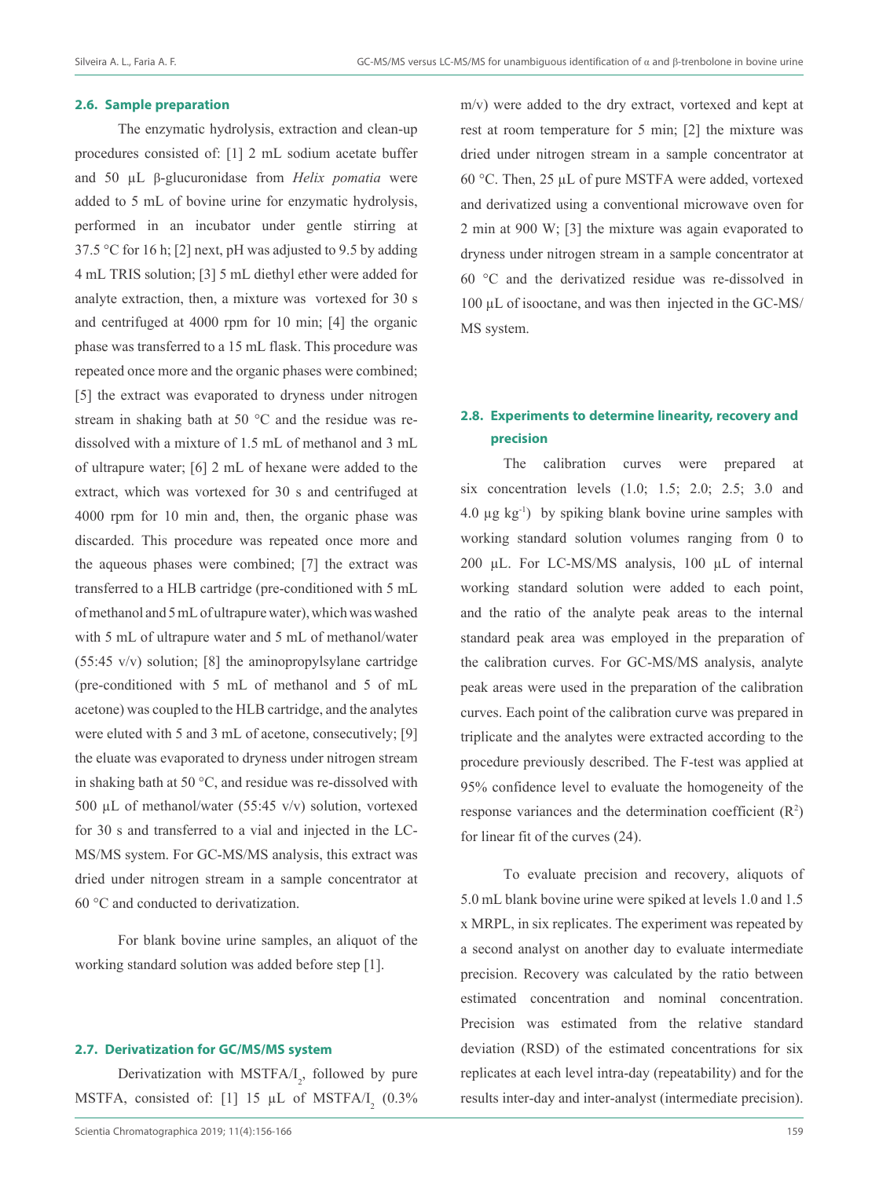### 2.6. Sample preparation

The enzymatic hydrolysis, extraction and clean-up procedures consisted of: [1] 2 mL sodium acetate buffer and 50 µL β-glucuronidase from *Helix pomatia* were added to 5 mL of bovine urine for enzymatic hydrolysis, performed in an incubator under gentle stirring at 37.5 °C for 16 h; [2] next, pH was adjusted to 9.5 by adding 4 mL TRIS solution; [3] 5 mL diethyl ether were added for analyte extraction, then, a mixture was vortexed for 30 s and centrifuged at 4000 rpm for 10 min; [4] the organic phase was transferred to a 15 mL flask. This procedure was repeated once more and the organic phases were combined; [5] the extract was evaporated to dryness under nitrogen stream in shaking bath at 50 °C and the residue was re-dissolved with a mixture of 1.5 mL of methanol and 3 mL of ultrapure water; [6] 2 mL of hexane were added to the extract, which was vortexed for 30 s and centrifuged at 4000 rpm for 10 min and, then, the organic phase was discarded. This procedure was repeated once more and the aqueous phases were combined; [7] the extract was transferred to a HLB cartridge (pre-conditioned with 5 mL of methanol and 5 mL of ultrapure water), which was washed with 5 mL of ultrapure water and 5 mL of methanol/water (55:45 v/v) solution; [8] the aminopropylsylane cartridge (pre-conditioned with 5 mL of methanol and 5 of mL acetone) was coupled to the HLB cartridge, and the analytes were eluted with 5 and 3 mL of acetone, consecutively; [9] the eluate was evaporated to dryness under nitrogen stream in shaking bath at 50 °C, and residue was re-dissolved with 500 µL of methanol/water (55:45 v/v) solution, vortexed for 30 s and transferred to a vial and injected in the LC-MS/MS system. For GC-MS/MS analysis, this extract was dried under nitrogen stream in a sample concentrator at 60 °C and conducted to derivatization.

For blank bovine urine samples, an aliquot of the working standard solution was added before step [1].

### 2.7. Derivatization for GC/MS/MS system

Derivatization with MSTFA/$I_2$, followed by pure MSTFA, consisted of: [1] 15 µL of MSTFA/$I_2$ (0.3% m/v) were added to the dry extract, vortexed and kept at rest at room temperature for 5 min; [2] the mixture was dried under nitrogen stream in a sample concentrator at 60 °C. Then, 25 µL of pure MSTFA were added, vortexed and derivatized using a conventional microwave oven for 2 min at 900 W; [3] the mixture was again evaporated to dryness under nitrogen stream in a sample concentrator at 60 °C and the derivatized residue was re-dissolved in 100 µL of isooctane, and was then injected in the GC-MS/MS system.

### 2.8. Experiments to determine linearity, recovery and precision

The calibration curves were prepared at six concentration levels (1.0; 1.5; 2.0; 2.5; 3.0 and 4.0 µg $kg^{-1}$) by spiking blank bovine urine samples with working standard solution volumes ranging from 0 to 200 µL. For LC-MS/MS analysis, 100 µL of internal working standard solution were added to each point, and the ratio of the analyte peak areas to the internal standard peak area was employed in the preparation of the calibration curves. For GC-MS/MS analysis, analyte peak areas were used in the preparation of the calibration curves. Each point of the calibration curve was prepared in triplicate and the analytes were extracted according to the procedure previously described. The F-test was applied at 95% confidence level to evaluate the homogeneity of the response variances and the determination coefficient ($R^2$) for linear fit of the curves (24).

To evaluate precision and recovery, aliquots of 5.0 mL blank bovine urine were spiked at levels 1.0 and 1.5 x MRPL, in six replicates. The experiment was repeated by a second analyst on another day to evaluate intermediate precision. Recovery was calculated by the ratio between estimated concentration and nominal concentration. Precision was estimated from the relative standard deviation (RSD) of the estimated concentrations for six replicates at each level intra-day (repeatability) and for the results inter-day and inter-analyst (intermediate precision).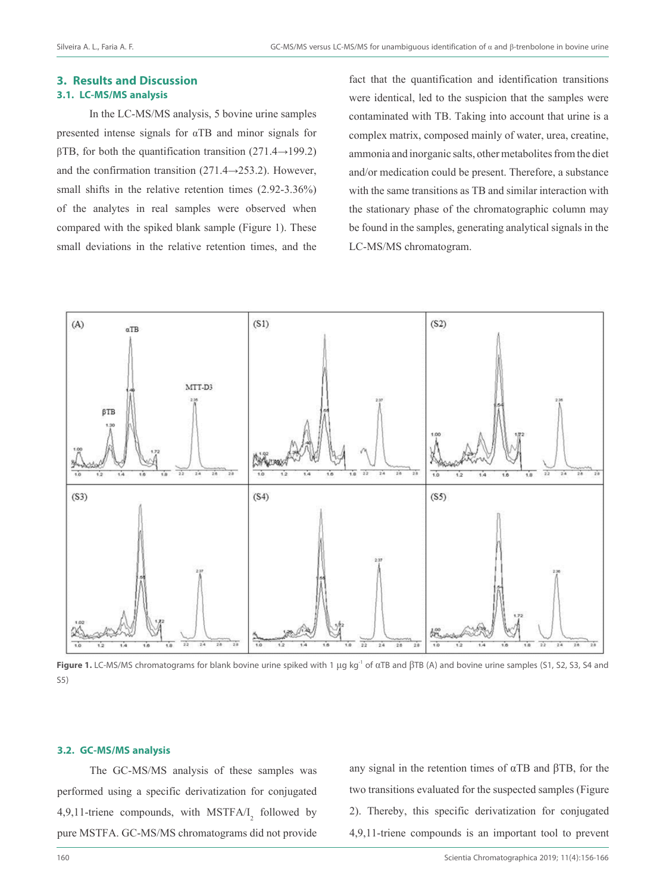## 3. Results and Discussion

### 3.1. LC-MS/MS analysis

In the LC-MS/MS analysis, 5 bovine urine samples presented intense signals for αTB and minor signals for βTB, for both the quantification transition (271.4→199.2) and the confirmation transition (271.4→253.2). However, small shifts in the relative retention times (2.92-3.36%) of the analytes in real samples were observed when compared with the spiked blank sample (Figure 1). These small deviations in the relative retention times, and the fact that the quantification and identification transitions were identical, led to the suspicion that the samples were contaminated with TB. Taking into account that urine is a complex matrix, composed mainly of water, urea, creatine, ammonia and inorganic salts, other metabolites from the diet and/or medication could be present. Therefore, a substance with the same transitions as TB and similar interaction with the stationary phase of the chromatographic column may be found in the samples, generating analytical signals in the LC-MS/MS chromatogram.

**Figure 1.** LC-MS/MS chromatograms for blank bovine urine spiked with 1 μg kg$^{-1}$ of αTB and βTB (A) and bovine urine samples (S1, S2, S3, S4 and S5)

### 3.2. GC-MS/MS analysis

The GC-MS/MS analysis of these samples was performed using a specific derivatization for conjugated 4,9,11-triene compounds, with MSTFA/$I_2$ followed by pure MSTFA. GC-MS/MS chromatograms did not provide any signal in the retention times of αTB and βTB, for the two transitions evaluated for the suspected samples (Figure 2). Thereby, this specific derivatization for conjugated 4,9,11-triene compounds is an important tool to prevent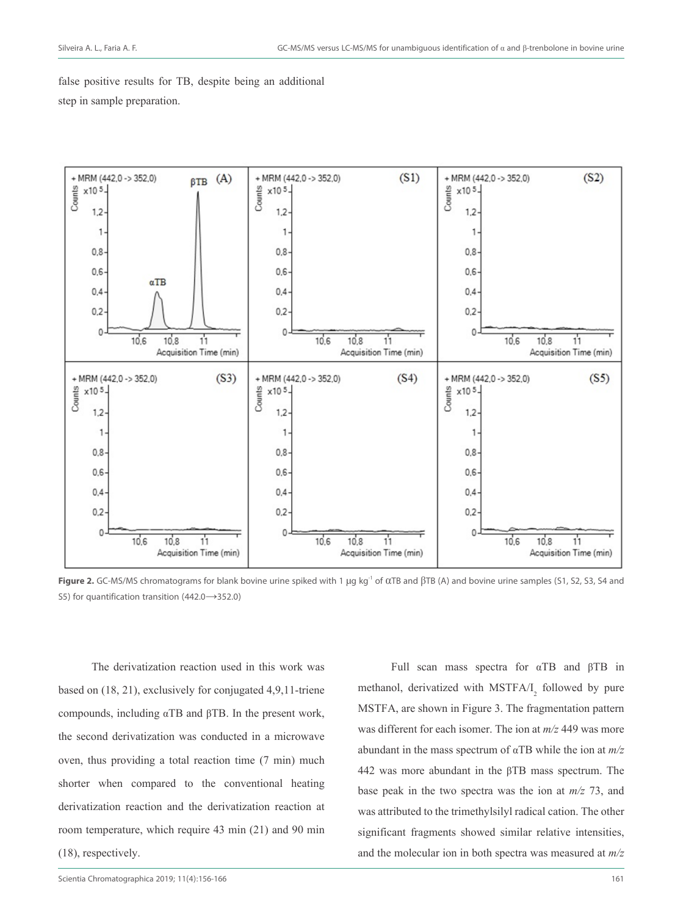false positive results for TB, despite being an additional step in sample preparation.

**Figure 2.** GC-MS/MS chromatograms for blank bovine urine spiked with 1 μg kg$^{-1}$ of αTB and βTB (A) and bovine urine samples (S1, S2, S3, S4 and S5) for quantification transition (442.0→352.0)

The derivatization reaction used in this work was based on (18, 21), exclusively for conjugated 4,9,11-triene compounds, including αTB and βTB. In the present work, the second derivatization was conducted in a microwave oven, thus providing a total reaction time (7 min) much shorter when compared to the conventional heating derivatization reaction and the derivatization reaction at room temperature, which require 43 min (21) and 90 min (18), respectively.

Full scan mass spectra for αTB and βTB in methanol, derivatized with MSTFA/$I_2$ followed by pure MSTFA, are shown in Figure 3. The fragmentation pattern was different for each isomer. The ion at *m/z* 449 was more abundant in the mass spectrum of αTB while the ion at *m/z* 442 was more abundant in the βTB mass spectrum. The base peak in the two spectra was the ion at *m/z* 73, and was attributed to the trimethylsilyl radical cation. The other significant fragments showed similar relative intensities, and the molecular ion in both spectra was measured at *m/z*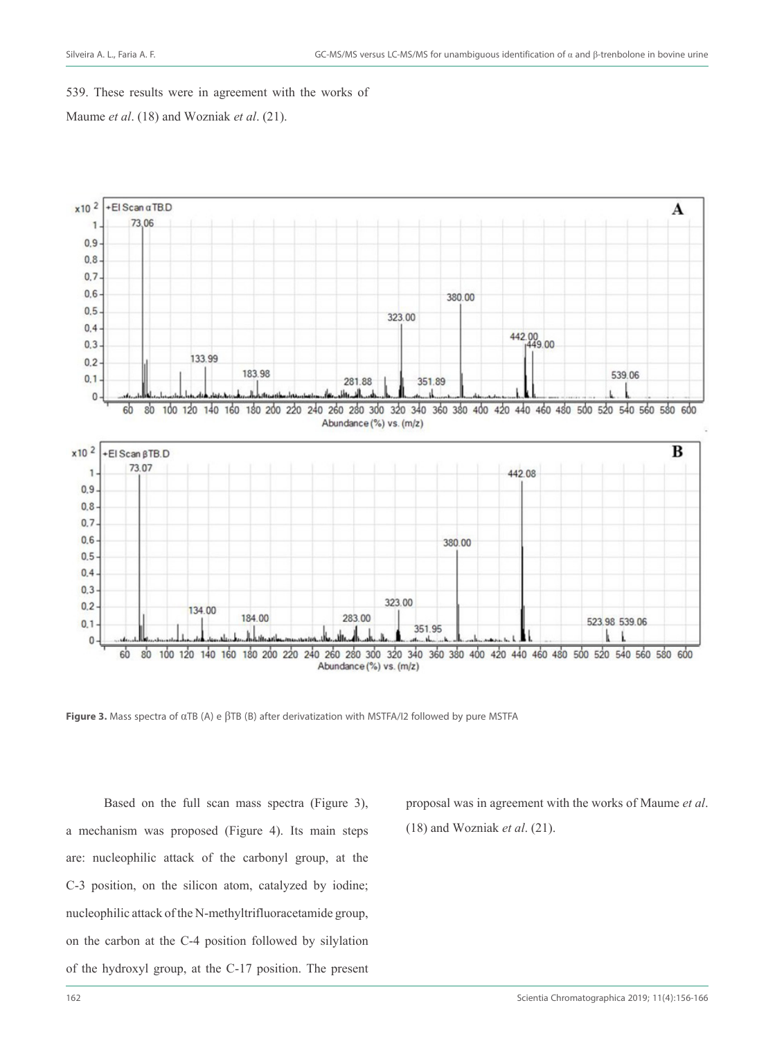539. These results were in agreement with the works of Maume *et al*. (18) and Wozniak *et al*. (21).

**Figure 3.** Mass spectra of αTB (A) e βTB (B) after derivatization with MSTFA/I2 followed by pure MSTFA

Based on the full scan mass spectra (Figure 3), a mechanism was proposed (Figure 4). Its main steps are: nucleophilic attack of the carbonyl group, at the C-3 position, on the silicon atom, catalyzed by iodine; nucleophilic attack of the N-methyltrifluoracetamide group, on the carbon at the C-4 position followed by silylation of the hydroxyl group, at the C-17 position. The present proposal was in agreement with the works of Maume *et al*. (18) and Wozniak *et al*. (21).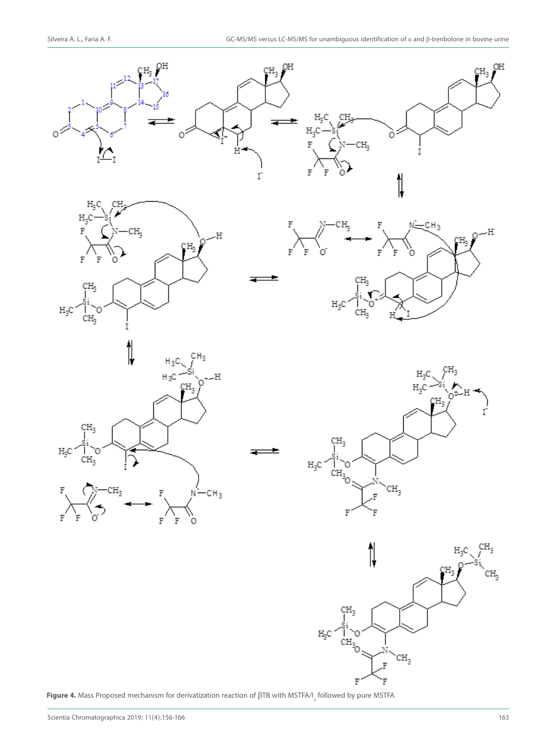**Figure 4.** Mass Proposed mechanism for derivatization reaction of βTB with MSTFA/$I_2$ followed by pure MSTFA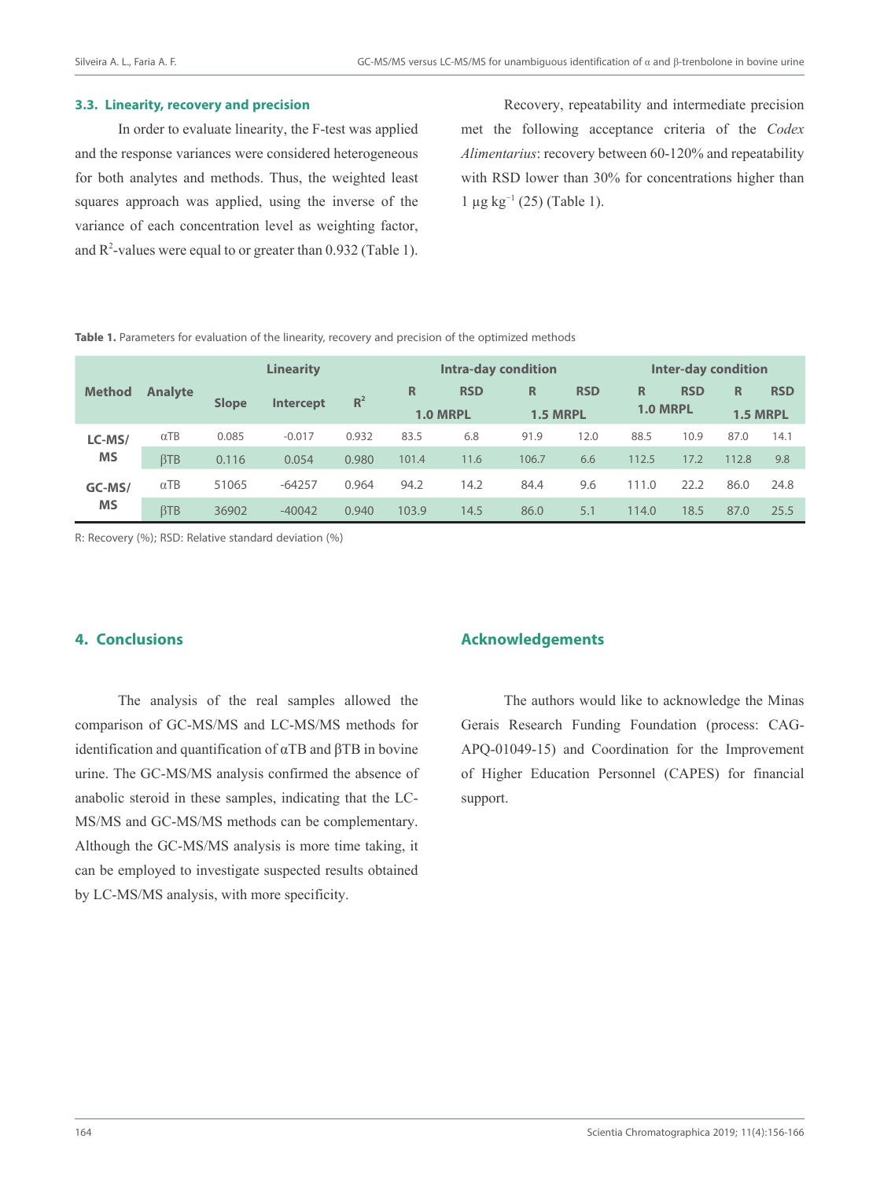### 3.3. Linearity, recovery and precision

In order to evaluate linearity, the F-test was applied and the response variances were considered heterogeneous for both analytes and methods. Thus, the weighted least squares approach was applied, using the inverse of the variance of each concentration level as weighting factor, and $R^2$-values were equal to or greater than 0.932 (Table 1).

Recovery, repeatability and intermediate precision met the following acceptance criteria of the *Codex Alimentarius*: recovery between 60-120% and repeatability with RSD lower than 30% for concentrations higher than 1 µg kg$^{-1}$ (25) (Table 1).

**Table 1.** Parameters for evaluation of the linearity, recovery and precision of the optimized methods

| Method | Analyte | Linearity | | | Intra-day condition | | | | Inter-day condition | | | |
|---|---|---|---|---|---|---|---|---|---|---|---|---|
| | | Slope | Intercept | $R^2$ | R | RSD | R | RSD | R | RSD | R | RSD |
| | | | | | 1.0 MRPL | | 1.5 MRPL | | 1.0 MRPL | | 1.5 MRPL | |
| LC-MS/MS | αTB | 0.085 | -0.017 | 0.932 | 83.5 | 6.8 | 91.9 | 12.0 | 88.5 | 10.9 | 87.0 | 14.1 |
| | βTB | 0.116 | 0.054 | 0.980 | 101.4 | 11.6 | 106.7 | 6.6 | 112.5 | 17.2 | 112.8 | 9.8 |
| GC-MS/MS | αTB | 51065 | -64257 | 0.964 | 94.2 | 14.2 | 84.4 | 9.6 | 111.0 | 22.2 | 86.0 | 24.8 |
| | βTB | 36902 | -40042 | 0.940 | 103.9 | 14.5 | 86.0 | 5.1 | 114.0 | 18.5 | 87.0 | 25.5 |

R: Recovery (%); RSD: Relative standard deviation (%)

## 4. Conclusions

The analysis of the real samples allowed the comparison of GC-MS/MS and LC-MS/MS methods for identification and quantification of αTB and βTB in bovine urine. The GC-MS/MS analysis confirmed the absence of anabolic steroid in these samples, indicating that the LC-MS/MS and GC-MS/MS methods can be complementary. Although the GC-MS/MS analysis is more time taking, it can be employed to investigate suspected results obtained by LC-MS/MS analysis, with more specificity.

## Acknowledgements

The authors would like to acknowledge the Minas Gerais Research Funding Foundation (process: CAG-APQ-01049-15) and Coordination for the Improvement of Higher Education Personnel (CAPES) for financial support.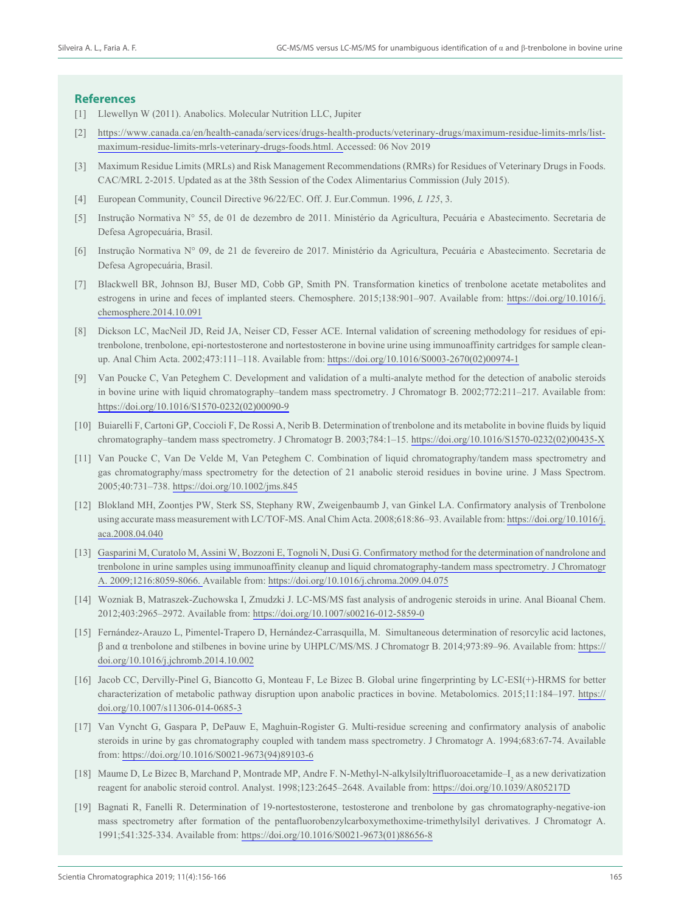## References

[1] Llewellyn W (2011). Anabolics. Molecular Nutrition LLC, Jupiter

[2] https://www.canada.ca/en/health-canada/services/drugs-health-products/veterinary-drugs/maximum-residue-limits-mrls/list-maximum-residue-limits-mrls-veterinary-drugs-foods.html. Accessed: 06 Nov 2019

[3] Maximum Residue Limits (MRLs) and Risk Management Recommendations (RMRs) for Residues of Veterinary Drugs in Foods. CAC/MRL 2-2015. Updated as at the 38th Session of the Codex Alimentarius Commission (July 2015).

[4] European Community, Council Directive 96/22/EC. Off. J. Eur.Commun. 1996, *L 125*, 3.

[5] Instrução Normativa N° 55, de 01 de dezembro de 2011. Ministério da Agricultura, Pecuária e Abastecimento. Secretaria de Defesa Agropecuária, Brasil.

[6] Instrução Normativa N° 09, de 21 de fevereiro de 2017. Ministério da Agricultura, Pecuária e Abastecimento. Secretaria de Defesa Agropecuária, Brasil.

[7] Blackwell BR, Johnson BJ, Buser MD, Cobb GP, Smith PN. Transformation kinetics of trenbolone acetate metabolites and estrogens in urine and feces of implanted steers. Chemosphere. 2015;138:901–907. Available from: https://doi.org/10.1016/j.chemosphere.2014.10.091

[8] Dickson LC, MacNeil JD, Reid JA, Neiser CD, Fesser ACE. Internal validation of screening methodology for residues of epi-trenbolone, trenbolone, epi-nortestosterone and nortestosterone in bovine urine using immunoaffinity cartridges for sample clean-up. Anal Chim Acta. 2002;473:111–118. Available from: https://doi.org/10.1016/S0003-2670(02)00974-1

[9] Van Poucke C, Van Peteghem C. Development and validation of a multi-analyte method for the detection of anabolic steroids in bovine urine with liquid chromatography–tandem mass spectrometry. J Chromatogr B. 2002;772:211–217. Available from: https://doi.org/10.1016/S1570-0232(02)00090-9

[10] Buiarelli F, Cartoni GP, Coccioli F, De Rossi A, Nerib B. Determination of trenbolone and its metabolite in bovine fluids by liquid chromatography–tandem mass spectrometry. J Chromatogr B. 2003;784:1–15. https://doi.org/10.1016/S1570-0232(02)00435-X

[11] Van Poucke C, Van De Velde M, Van Peteghem C. Combination of liquid chromatography/tandem mass spectrometry and gas chromatography/mass spectrometry for the detection of 21 anabolic steroid residues in bovine urine. J Mass Spectrom. 2005;40:731–738. https://doi.org/10.1002/jms.845

[12] Blokland MH, Zoontjes PW, Sterk SS, Stephany RW, Zweigenbaumb J, van Ginkel LA. Confirmatory analysis of Trenbolone using accurate mass measurement with LC/TOF-MS. Anal Chim Acta. 2008;618:86–93. Available from: https://doi.org/10.1016/j.aca.2008.04.040

[13] Gasparini M, Curatolo M, Assini W, Bozzoni E, Tognoli N, Dusi G. Confirmatory method for the determination of nandrolone and trenbolone in urine samples using immunoaffinity cleanup and liquid chromatography-tandem mass spectrometry. J Chromatogr A. 2009;1216:8059-8066. Available from: https://doi.org/10.1016/j.chroma.2009.04.075

[14] Wozniak B, Matraszek-Zuchowska I, Zmudzki J. LC-MS/MS fast analysis of androgenic steroids in urine. Anal Bioanal Chem. 2012;403:2965–2972. Available from: https://doi.org/10.1007/s00216-012-5859-0

[15] Fernández-Arauzo L, Pimentel-Trapero D, Hernández-Carrasquilla, M. Simultaneous determination of resorcylic acid lactones, β and α trenbolone and stilbenes in bovine urine by UHPLC/MS/MS. J Chromatogr B. 2014;973:89–96. Available from: https://doi.org/10.1016/j.jchromb.2014.10.002

[16] Jacob CC, Dervilly-Pinel G, Biancotto G, Monteau F, Le Bizec B. Global urine fingerprinting by LC-ESI(+)-HRMS for better characterization of metabolic pathway disruption upon anabolic practices in bovine. Metabolomics. 2015;11:184–197. https://doi.org/10.1007/s11306-014-0685-3

[17] Van Vyncht G, Gaspara P, DePauw E, Maghuin-Rogister G. Multi-residue screening and confirmatory analysis of anabolic steroids in urine by gas chromatography coupled with tandem mass spectrometry. J Chromatogr A. 1994;683:67-74. Available from: https://doi.org/10.1016/S0021-9673(94)89103-6

[18] Maume D, Le Bizec B, Marchand P, Montrade MP, Andre F. N-Methyl-N-alkylsilyltrifluoroacetamide–$I_2$ as a new derivatization reagent for anabolic steroid control. Analyst. 1998;123:2645–2648. Available from: https://doi.org/10.1039/A805217D

[19] Bagnati R, Fanelli R. Determination of 19-nortestosterone, testosterone and trenbolone by gas chromatography-negative-ion mass spectrometry after formation of the pentafluorobenzylcarboxymethoxime-trimethylsilyl derivatives. J Chromatogr A. 1991;541:325-334. Available from: https://doi.org/10.1016/S0021-9673(01)88656-8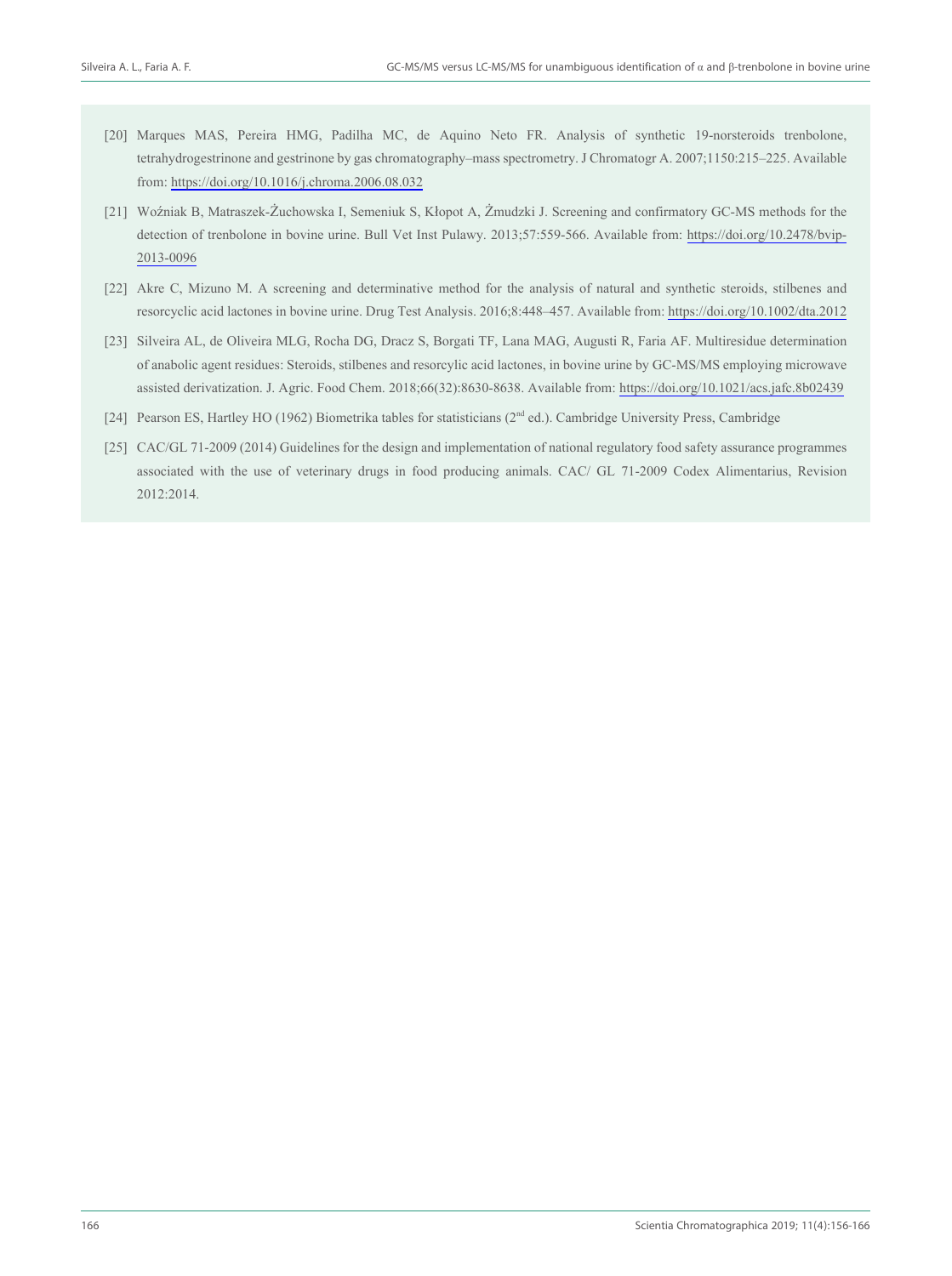[20] Marques MAS, Pereira HMG, Padilha MC, de Aquino Neto FR. Analysis of synthetic 19-norsteroids trenbolone, tetrahydrogestrinone and gestrinone by gas chromatography–mass spectrometry. J Chromatogr A. 2007;1150:215–225. Available from: https://doi.org/10.1016/j.chroma.2006.08.032

[21] Woźniak B, Matraszek-Żuchowska I, Semeniuk S, Kłopot A, Żmudzki J. Screening and confirmatory GC-MS methods for the detection of trenbolone in bovine urine. Bull Vet Inst Pulawy. 2013;57:559-566. Available from: https://doi.org/10.2478/bvip-2013-0096

[22] Akre C, Mizuno M. A screening and determinative method for the analysis of natural and synthetic steroids, stilbenes and resorcyclic acid lactones in bovine urine. Drug Test Analysis. 2016;8:448–457. Available from: https://doi.org/10.1002/dta.2012

[23] Silveira AL, de Oliveira MLG, Rocha DG, Dracz S, Borgati TF, Lana MAG, Augusti R, Faria AF. Multiresidue determination of anabolic agent residues: Steroids, stilbenes and resorcylic acid lactones, in bovine urine by GC-MS/MS employing microwave assisted derivatization. J. Agric. Food Chem. 2018;66(32):8630-8638. Available from: https://doi.org/10.1021/acs.jafc.8b02439

[24] Pearson ES, Hartley HO (1962) Biometrika tables for statisticians (2nd ed.). Cambridge University Press, Cambridge

[25] CAC/GL 71-2009 (2014) Guidelines for the design and implementation of national regulatory food safety assurance programmes associated with the use of veterinary drugs in food producing animals. CAC/ GL 71-2009 Codex Alimentarius, Revision 2012:2014.